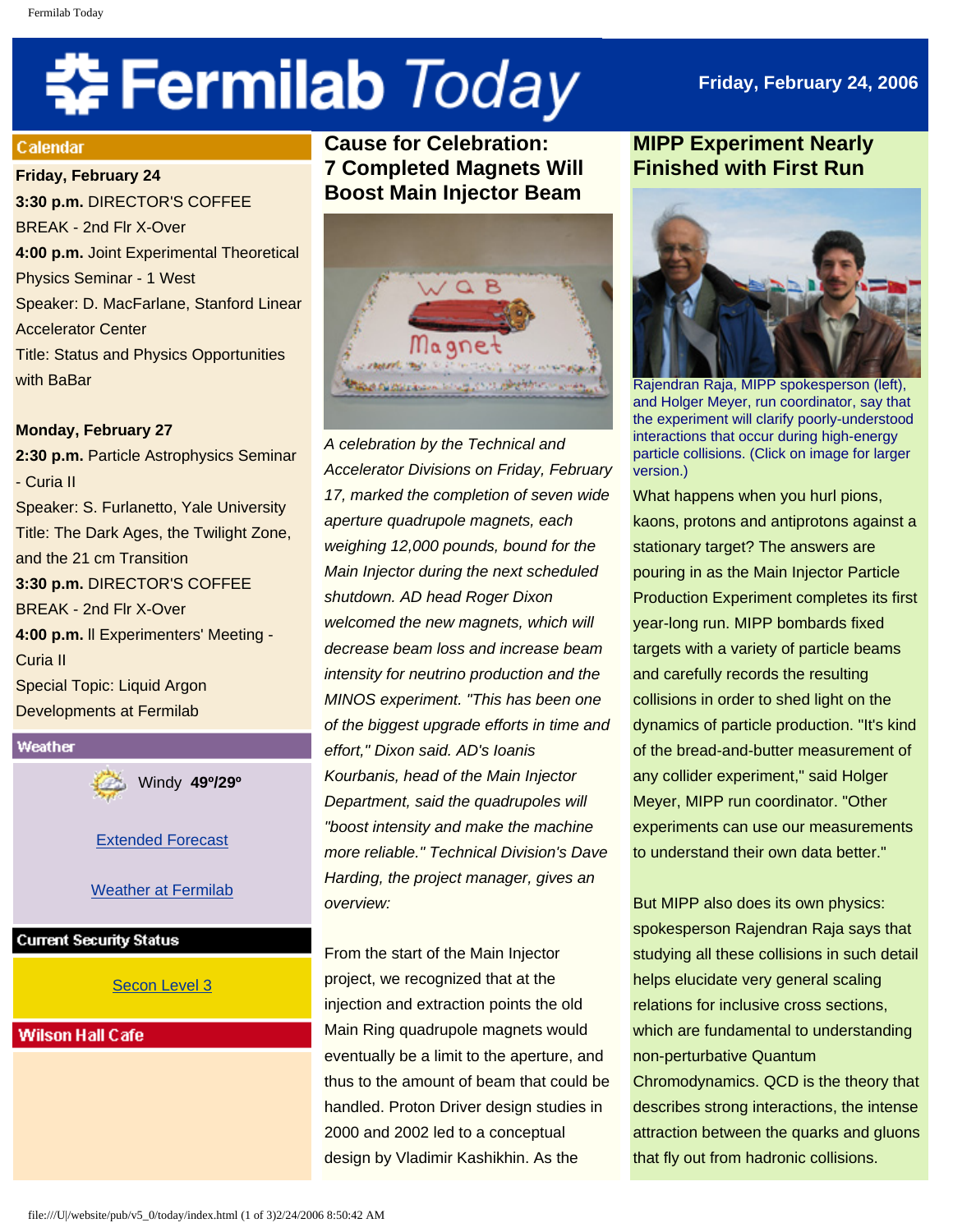# Fermilab Today

Friday, February 24, 2006

## Calendar

**Friday, February 24**
**3:30 p.m.** DIRECTOR'S COFFEE BREAK - 2nd Flr X-Over
**4:00 p.m.** Joint Experimental Theoretical Physics Seminar - 1 West
Speaker: D. MacFarlane, Stanford Linear Accelerator Center
Title: Status and Physics Opportunities with BaBar

**Monday, February 27**
**2:30 p.m.** Particle Astrophysics Seminar - Curia II
Speaker: S. Furlanetto, Yale University
Title: The Dark Ages, the Twilight Zone, and the 21 cm Transition
**3:30 p.m.** DIRECTOR'S COFFEE BREAK - 2nd Flr X-Over
**4:00 p.m.** All Experimenters' Meeting - Curia II
Special Topic: Liquid Argon Developments at Fermilab

## Weather

Windy **49º/29º**

Extended Forecast

Weather at Fermilab

## Current Security Status

Secon Level 3

## Wilson Hall Cafe

## Cause for Celebration: 7 Completed Magnets Will Boost Main Injector Beam

*A celebration by the Technical and Accelerator Divisions on Friday, February 17, marked the completion of seven wide aperture quadrupole magnets, each weighing 12,000 pounds, bound for the Main Injector during the next scheduled shutdown. AD head Roger Dixon welcomed the new magnets, which will decrease beam loss and increase beam intensity for neutrino production and the MINOS experiment. "This has been one of the biggest upgrade efforts in time and effort," Dixon said. AD's Ioanis Kourbanis, head of the Main Injector Department, said the quadrupoles will "boost intensity and make the machine more reliable." Technical Division's Dave Harding, the project manager, gives an overview:*

From the start of the Main Injector project, we recognized that at the injection and extraction points the old Main Ring quadrupole magnets would eventually be a limit to the aperture, and thus to the amount of beam that could be handled. Proton Driver design studies in 2000 and 2002 led to a conceptual design by Vladimir Kashikhin. As the

## MIPP Experiment Nearly Finished with First Run

Rajendran Raja, MIPP spokesperson (left), and Holger Meyer, run coordinator, say that the experiment will clarify poorly-understood interactions that occur during high-energy particle collisions. (Click on image for larger version.)

What happens when you hurl pions, kaons, protons and antiprotons against a stationary target? The answers are pouring in as the Main Injector Particle Production Experiment completes its first year-long run. MIPP bombards fixed targets with a variety of particle beams and carefully records the resulting collisions in order to shed light on the dynamics of particle production. "It's kind of the bread-and-butter measurement of any collider experiment," said Holger Meyer, MIPP run coordinator. "Other experiments can use our measurements to understand their own data better."

But MIPP also does its own physics: spokesperson Rajendran Raja says that studying all these collisions in such detail helps elucidate very general scaling relations for inclusive cross sections, which are fundamental to understanding non-perturbative Quantum Chromodynamics. QCD is the theory that describes strong interactions, the intense attraction between the quarks and gluons that fly out from hadronic collisions.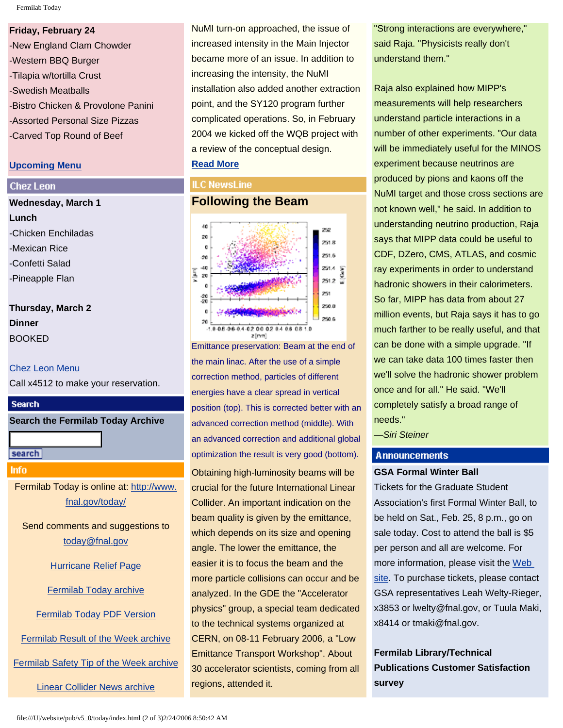**Friday, February 24**
- New England Clam Chowder
- Western BBQ Burger
- Tilapia w/tortilla Crust
- Swedish Meatballs
- Bistro Chicken & Provolone Panini
- Assorted Personal Size Pizzas
- Carved Top Round of Beef

**Upcoming Menu**

## Chez Leon

**Wednesday, March 1**
**Lunch**
- Chicken Enchiladas
- Mexican Rice
- Confetti Salad
- Pineapple Flan

**Thursday, March 2**
**Dinner**
BOOKED

Chez Leon Menu
Call x4512 to make your reservation.

## Search

**Search the Fermilab Today Archive**

search

## Info

Fermilab Today is online at: http://www.fnal.gov/today/

Send comments and suggestions to today@fnal.gov

Hurricane Relief Page

Fermilab Today archive

Fermilab Today PDF Version

Fermilab Result of the Week archive

Fermilab Safety Tip of the Week archive

Linear Collider News archive

NuMI turn-on approached, the issue of increased intensity in the Main Injector became more of an issue. In addition to increasing the intensity, the NuMI installation also added another extraction point, and the SY120 program further complicated operations. So, in February 2004 we kicked off the WQB project with a review of the conceptual design.
**Read More**

## ILC NewsLine

### Following the Beam

Emittance preservation: Beam at the end of the main linac. After the use of a simple correction method, particles of different energies have a clear spread in vertical position (top). This is corrected better with an advanced correction method (middle). With an advanced correction and additional global optimization the result is very good (bottom).

Obtaining high-luminosity beams will be crucial for the future International Linear Collider. An important indication on the beam quality is given by the emittance, which depends on its size and opening angle. The lower the emittance, the easier it is to focus the beam and the more particle collisions can occur and be analyzed. In the GDE the "Accelerator physics" group, a special team dedicated to the technical systems organized at CERN, on 08-11 February 2006, a "Low Emittance Transport Workshop". About 30 accelerator scientists, coming from all regions, attended it.

"Strong interactions are everywhere," said Raja. "Physicists really don't understand them."

Raja also explained how MIPP's measurements will help researchers understand particle interactions in a number of other experiments. "Our data will be immediately useful for the MINOS experiment because neutrinos are produced by pions and kaons off the NuMI target and those cross sections are not known well," he said. In addition to understanding neutrino production, Raja says that MIPP data could be useful to CDF, DZero, CMS, ATLAS, and cosmic ray experiments in order to understand hadronic showers in their calorimeters. So far, MIPP has data from about 27 million events, but Raja says it has to go much farther to be really useful, and that can be done with a simple upgrade. "If we can take data 100 times faster then we'll solve the hadronic shower problem once and for all." He said. "We'll completely satisfy a broad range of needs."
*—Siri Steiner*

## Announcements

**GSA Formal Winter Ball**
Tickets for the Graduate Student Association's first Formal Winter Ball, to be held on Sat., Feb. 25, 8 p.m., go on sale today. Cost to attend the ball is $5 per person and all are welcome. For more information, please visit the Web site. To purchase tickets, please contact GSA representatives Leah Welty-Rieger, x3853 or lwelty@fnal.gov, or Tuula Maki, x8414 or tmaki@fnal.gov.

**Fermilab Library/Technical Publications Customer Satisfaction survey**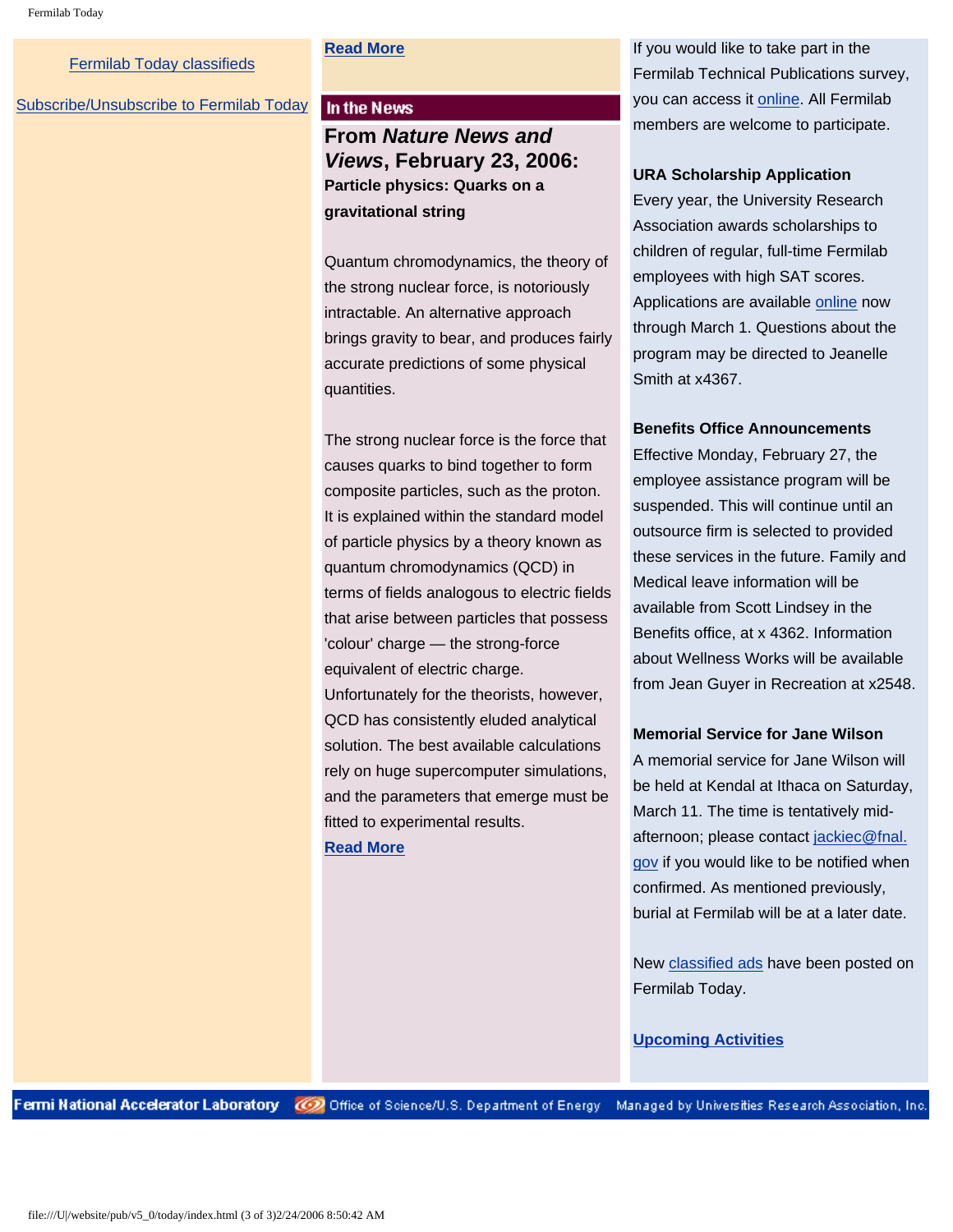Fermilab Today classifieds

Subscribe/Unsubscribe to Fermilab Today

**Read More**

### In the News

## From *Nature News and Views*, February 23, 2006:

**Particle physics: Quarks on a gravitational string**

Quantum chromodynamics, the theory of the strong nuclear force, is notoriously intractable. An alternative approach brings gravity to bear, and produces fairly accurate predictions of some physical quantities.

The strong nuclear force is the force that causes quarks to bind together to form composite particles, such as the proton. It is explained within the standard model of particle physics by a theory known as quantum chromodynamics (QCD) in terms of fields analogous to electric fields that arise between particles that possess 'colour' charge — the strong-force equivalent of electric charge. Unfortunately for the theorists, however, QCD has consistently eluded analytical solution. The best available calculations rely on huge supercomputer simulations, and the parameters that emerge must be fitted to experimental results.

**Read More**

If you would like to take part in the Fermilab Technical Publications survey, you can access it online. All Fermilab members are welcome to participate.

**URA Scholarship Application**

Every year, the University Research Association awards scholarships to children of regular, full-time Fermilab employees with high SAT scores. Applications are available online now through March 1. Questions about the program may be directed to Jeanelle Smith at x4367.

**Benefits Office Announcements**

Effective Monday, February 27, the employee assistance program will be suspended. This will continue until an outsource firm is selected to provided these services in the future. Family and Medical leave information will be available from Scott Lindsey in the Benefits office, at x 4362. Information about Wellness Works will be available from Jean Guyer in Recreation at x2548.

**Memorial Service for Jane Wilson**

A memorial service for Jane Wilson will be held at Kendal at Ithaca on Saturday, March 11. The time is tentatively mid-afternoon; please contact jackiec@fnal.gov if you would like to be notified when confirmed. As mentioned previously, burial at Fermilab will be at a later date.

New classified ads have been posted on Fermilab Today.

**Upcoming Activities**

Fermi National Accelerator Laboratory | Office of Science/U.S. Department of Energy | Managed by Universities Research Association, Inc.